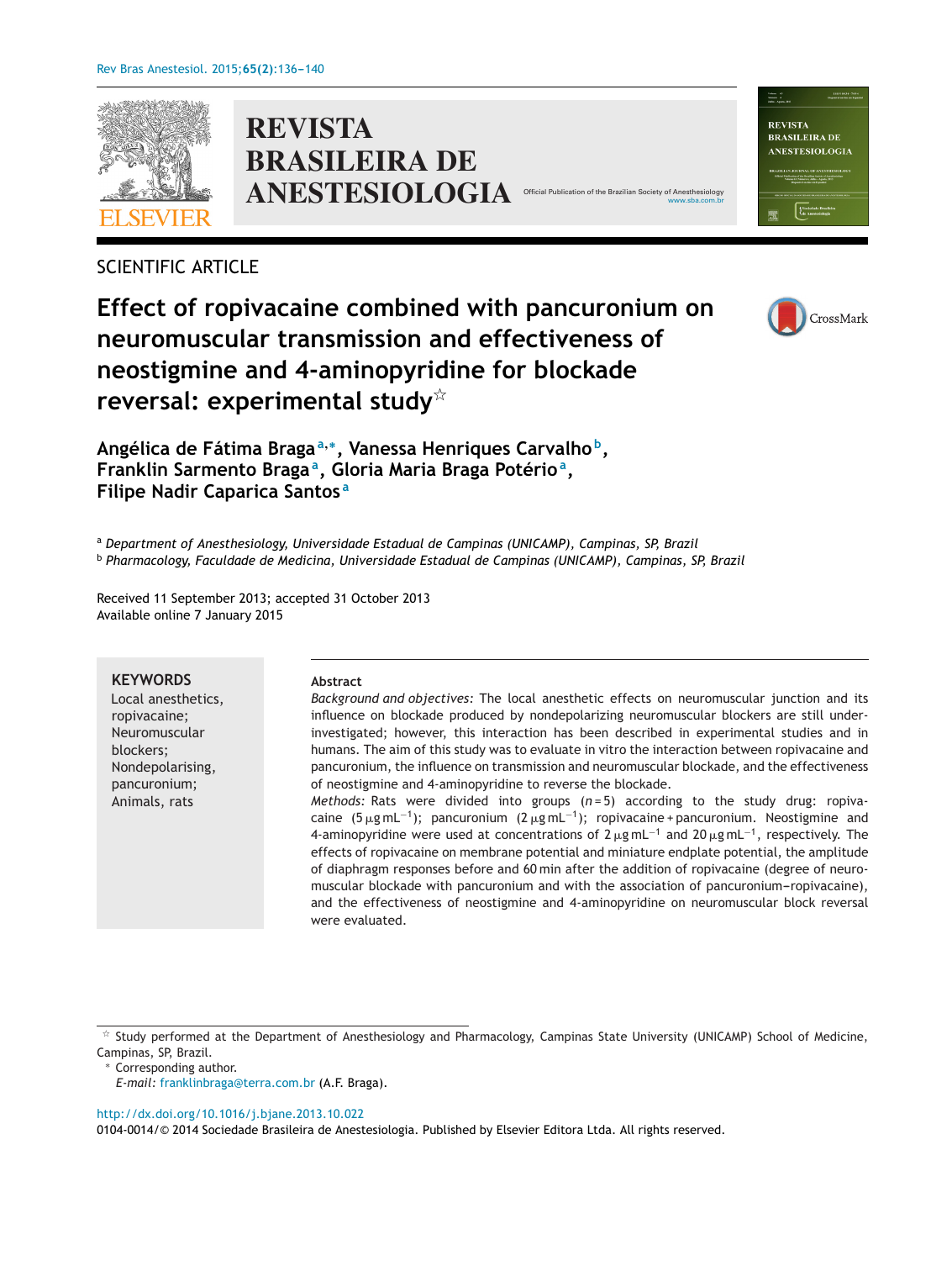SCIENTIFIC ARTICLE

# Effect of ropivacaine combined with pancuronium on neuromuscular transmission and effectiveness of neostigmine and 4-aminopyridine for blockade reversal: experimental study☆

**Angélica de Fátima Braga[a,*], Vanessa Henriques Carvalho[b], Franklin Sarmento Braga[a], Gloria Maria Braga Potério[a], Filipe Nadir Caparica Santos[a]**

[a] *Department of Anesthesiology, Universidade Estadual de Campinas (UNICAMP), Campinas, SP, Brazil*
[b] *Pharmacology, Faculdade de Medicina, Universidade Estadual de Campinas (UNICAMP), Campinas, SP, Brazil*

Received 11 September 2013; accepted 31 October 2013
Available online 7 January 2015

**KEYWORDS**
Local anesthetics, ropivacaine;
Neuromuscular blockers;
Nondepolarising, pancuronium;
Animals, rats

**Abstract**

*Background and objectives:* The local anesthetic effects on neuromuscular junction and its influence on blockade produced by nondepolarizing neuromuscular blockers are still under-investigated; however, this interaction has been described in experimental studies and in humans. The aim of this study was to evaluate in vitro the interaction between ropivacaine and pancuronium, the influence on transmission and neuromuscular blockade, and the effectiveness of neostigmine and 4-aminopyridine to reverse the blockade.

*Methods:* Rats were divided into groups ($n = 5$) according to the study drug: ropivacaine ($5\,\mu g\,mL^{-1}$); pancuronium ($2\,\mu g\,mL^{-1}$); ropivacaine + pancuronium. Neostigmine and 4-aminopyridine were used at concentrations of $2\,\mu g\,mL^{-1}$ and $20\,\mu g\,mL^{-1}$, respectively. The effects of ropivacaine on membrane potential and miniature endplate potential, the amplitude of diaphragm responses before and 60 min after the addition of ropivacaine (degree of neuromuscular blockade with pancuronium and with the association of pancuronium–ropivacaine), and the effectiveness of neostigmine and 4-aminopyridine on neuromuscular block reversal were evaluated.

☆ Study performed at the Department of Anesthesiology and Pharmacology, Campinas State University (UNICAMP) School of Medicine, Campinas, SP, Brazil.
\* Corresponding author.
*E-mail:* franklinbraga@terra.com.br (A.F. Braga).

http://dx.doi.org/10.1016/j.bjane.2013.10.022
0104-0014/© 2014 Sociedade Brasileira de Anestesiologia. Published by Elsevier Editora Ltda. All rights reserved.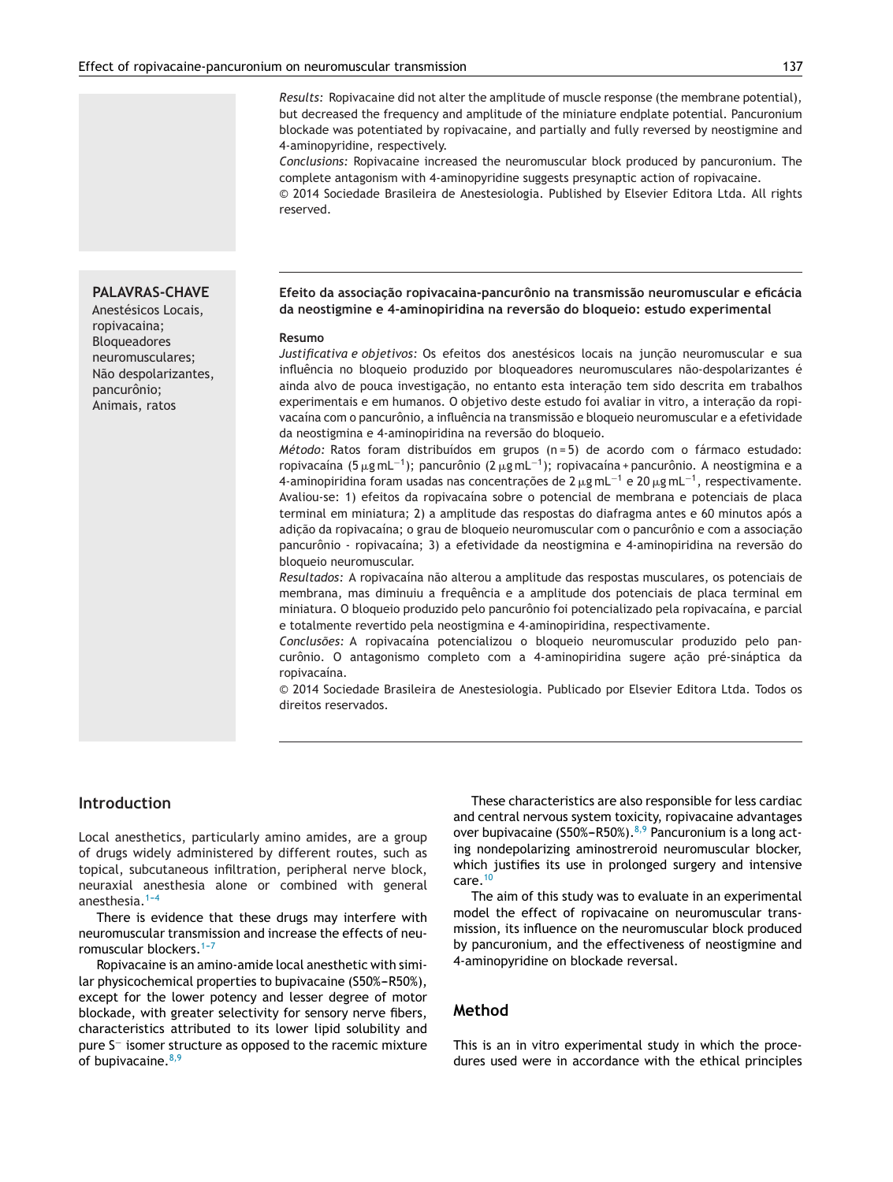*Results:* Ropivacaine did not alter the amplitude of muscle response (the membrane potential), but decreased the frequency and amplitude of the miniature endplate potential. Pancuronium blockade was potentiated by ropivacaine, and partially and fully reversed by neostigmine and 4-aminopyridine, respectively.

*Conclusions:* Ropivacaine increased the neuromuscular block produced by pancuronium. The complete antagonism with 4-aminopyridine suggests presynaptic action of ropivacaine.

© 2014 Sociedade Brasileira de Anestesiologia. Published by Elsevier Editora Ltda. All rights reserved.

**PALAVRAS-CHAVE**

Anestésicos Locais, ropivacaina; Bloqueadores neuromusculares; Não despolarizantes, pancurônio; Animais, ratos

**Efeito da associação ropivacaina-pancurônio na transmissão neuromuscular e eficácia da neostigmine e 4-aminopiridina na reversão do bloqueio: estudo experimental**

**Resumo**

*Justificativa e objetivos:* Os efeitos dos anestésicos locais na junção neuromuscular e sua influência no bloqueio produzido por bloqueadores neuromusculares não-despolarizantes é ainda alvo de pouca investigação, no entanto esta interação tem sido descrita em trabalhos experimentais e em humanos. O objetivo deste estudo foi avaliar in vitro, a interação da ropivacaína com o pancurônio, a influência na transmissão e bloqueio neuromuscular e a efetividade da neostigmina e 4-aminopiridina na reversão do bloqueio.

*Método:* Ratos foram distribuídos em grupos (n = 5) de acordo com o fármaco estudado: ropivacaína ($5\,\mu g\,mL^{-1}$); pancurônio ($2\,\mu g\,mL^{-1}$); ropivacaína + pancurônio. A neostigmina e a 4-aminopiridina foram usadas nas concentrações de $2\,\mu g\,mL^{-1}$ e $20\,\mu g\,mL^{-1}$, respectivamente. Avaliou-se: 1) efeitos da ropivacaína sobre o potencial de membrana e potenciais de placa terminal em miniatura; 2) a amplitude das respostas do diafragma antes e 60 minutos após a adição da ropivacaína; o grau de bloqueio neuromuscular com o pancurônio e com a associação pancurônio - ropivacaína; 3) a efetividade da neostigmina e 4-aminopiridina na reversão do bloqueio neuromuscular.

*Resultados:* A ropivacaína não alterou a amplitude das respostas musculares, os potenciais de membrana, mas diminuiu a frequência e a amplitude dos potenciais de placa terminal em miniatura. O bloqueio produzido pelo pancurônio foi potencializado pela ropivacaína, e parcial e totalmente revertido pela neostigmina e 4-aminopiridina, respectivamente.

*Conclusões:* A ropivacaína potencializou o bloqueio neuromuscular produzido pelo pancurônio. O antagonismo completo com a 4-aminopiridina sugere ação pré-sináptica da ropivacaína.

© 2014 Sociedade Brasileira de Anestesiologia. Publicado por Elsevier Editora Ltda. Todos os direitos reservados.

## Introduction

Local anesthetics, particularly amino amides, are a group of drugs widely administered by different routes, such as topical, subcutaneous infiltration, peripheral nerve block, neuraxial anesthesia alone or combined with general anesthesia.[1-4]

There is evidence that these drugs may interfere with neuromuscular transmission and increase the effects of neuromuscular blockers.[1-7]

Ropivacaine is an amino-amide local anesthetic with similar physicochemical properties to bupivacaine (S50%–R50%), except for the lower potency and lesser degree of motor blockade, with greater selectivity for sensory nerve fibers, characteristics attributed to its lower lipid solubility and pure $S^{-}$ isomer structure as opposed to the racemic mixture of bupivacaine.[8,9]

These characteristics are also responsible for less cardiac and central nervous system toxicity, ropivacaine advantages over bupivacaine (S50%–R50%).[8,9] Pancuronium is a long acting nondepolarizing aminostreroid neuromuscular blocker, which justifies its use in prolonged surgery and intensive care.[10]

The aim of this study was to evaluate in an experimental model the effect of ropivacaine on neuromuscular transmission, its influence on the neuromuscular block produced by pancuronium, and the effectiveness of neostigmine and 4-aminopyridine on blockade reversal.

## Method

This is an in vitro experimental study in which the procedures used were in accordance with the ethical principles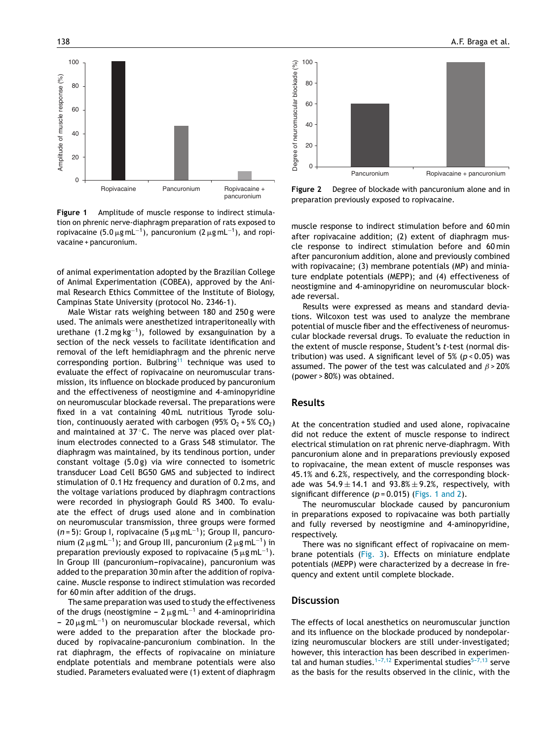Figure 1 Amplitude of muscle response to indirect stimulation on phrenic nerve-diaphragm preparation of rats exposed to ropivacaine ($5.0\,\mu g\,mL^{-1}$), pancuronium ($2\,\mu g\,mL^{-1}$), and ropivacaine + pancuronium.

Figure 2 Degree of blockade with pancuronium alone and in preparation previously exposed to ropivacaine.

of animal experimentation adopted by the Brazilian College of Animal Experimentation (COBEA), approved by the Animal Research Ethics Committee of the Institute of Biology, Campinas State University (protocol No. 2346-1).

Male Wistar rats weighing between 180 and 250 g were used. The animals were anesthetized intraperitoneally with urethane ($1.2\,mg\,kg^{-1}$), followed by exsanguination by a section of the neck vessels to facilitate identification and removal of the left hemidiaphragm and the phrenic nerve corresponding portion. Bulbring[11] technique was used to evaluate the effect of ropivacaine on neuromuscular transmission, its influence on blockade produced by pancuronium and the effectiveness of neostigmine and 4-aminopyridine on neuromuscular blockade reversal. The preparations were fixed in a vat containing 40 mL nutritious Tyrode solution, continuously aerated with carbogen (95% $O_2$ + 5% $CO_2$) and maintained at 37 °C. The nerve was placed over platinum electrodes connected to a Grass S48 stimulator. The diaphragm was maintained, by its tendinous portion, under constant voltage (5.0 g) via wire connected to isometric transducer Load Cell BG50 GMS and subjected to indirect stimulation of 0.1 Hz frequency and duration of 0.2 ms, and the voltage variations produced by diaphragm contractions were recorded in physiograph Gould RS 3400. To evaluate the effect of drugs used alone and in combination on neuromuscular transmission, three groups were formed ($n$ = 5): Group I, ropivacaine ($5\,\mu g\,mL^{-1}$); Group II, pancuronium ($2\,\mu g\,mL^{-1}$); and Group III, pancuronium ($2\,\mu g\,mL^{-1}$) in preparation previously exposed to ropivacaine ($5\,\mu g\,mL^{-1}$). In Group III (pancuronium–ropivacaine), pancuronium was added to the preparation 30 min after the addition of ropivacaine. Muscle response to indirect stimulation was recorded for 60 min after addition of the drugs.

The same preparation was used to study the effectiveness of the drugs (neostigmine – $2\,\mu g\,mL^{-1}$ and 4-aminopriridina – $20\,\mu g\,mL^{-1}$) on neuromuscular blockade reversal, which were added to the preparation after the blockade produced by ropivacaine-pancuronium combination. In the rat diaphragm, the effects of ropivacaine on miniature endplate potentials and membrane potentials were also studied. Parameters evaluated were (1) extent of diaphragm muscle response to indirect stimulation before and 60 min after ropivacaine addition; (2) extent of diaphragm muscle response to indirect stimulation before and 60 min after pancuronium addition, alone and previously combined with ropivacaine; (3) membrane potentials (MP) and miniature endplate potentials (MEPP); and (4) effectiveness of neostigmine and 4-aminopyridine on neuromuscular blockade reversal.

Results were expressed as means and standard deviations. Wilcoxon test was used to analyze the membrane potential of muscle fiber and the effectiveness of neuromuscular blockade reversal drugs. To evaluate the reduction in the extent of muscle response, Student's $t$-test (normal distribution) was used. A significant level of 5% ($p < 0.05$) was assumed. The power of the test was calculated and $\beta > 20\%$ (power > 80%) was obtained.

## Results

At the concentration studied and used alone, ropivacaine did not reduce the extent of muscle response to indirect electrical stimulation on rat phrenic nerve-diaphragm. With pancuronium alone and in preparations previously exposed to ropivacaine, the mean extent of muscle responses was 45.1% and 6.2%, respectively, and the corresponding blockade was $54.9 \pm 14.1$ and $93.8\% \pm 9.2\%$, respectively, with significant difference ($p = 0.015$) (Figs. 1 and 2).

The neuromuscular blockade caused by pancuronium in preparations exposed to ropivacaine was both partially and fully reversed by neostigmine and 4-aminopyridine, respectively.

There was no significant effect of ropivacaine on membrane potentials (Fig. 3). Effects on miniature endplate potentials (MEPP) were characterized by a decrease in frequency and extent until complete blockade.

## Discussion

The effects of local anesthetics on neuromuscular junction and its influence on the blockade produced by nondepolarizing neuromuscular blockers are still under-investigated; however, this interaction has been described in experimental and human studies.[1–7,12] Experimental studies[5–7,13] serve as the basis for the results observed in the clinic, with the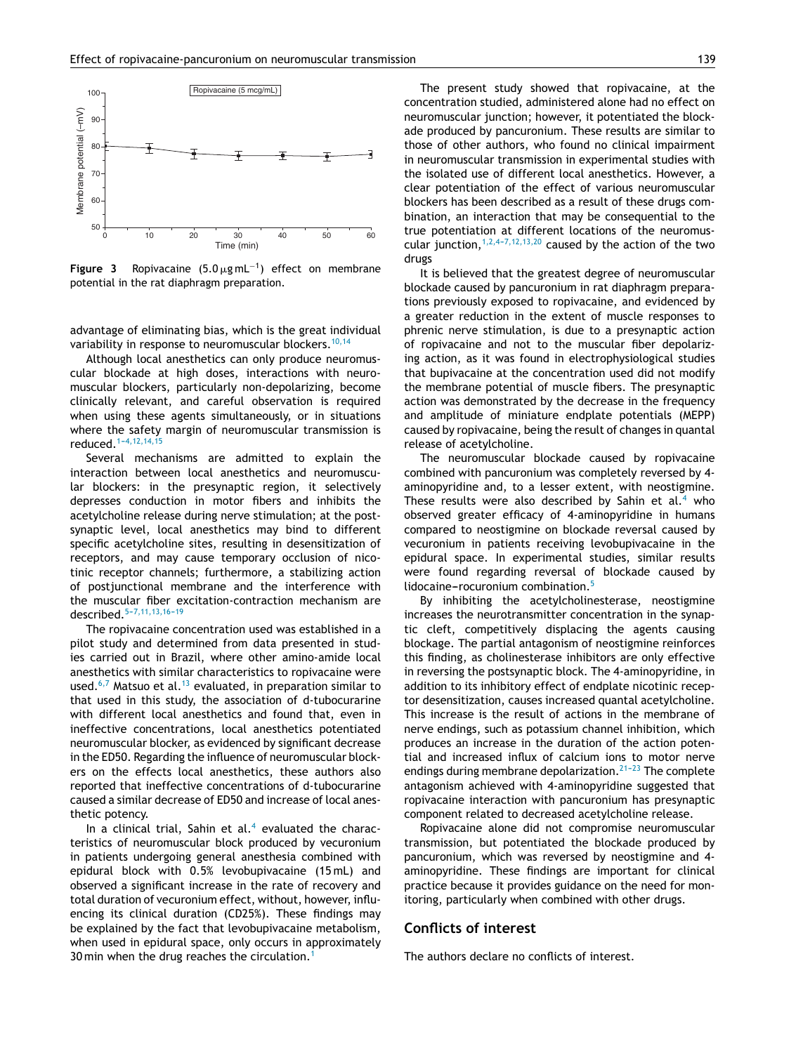Figure 3 Ropivacaine ($5.0\,\mu g\,mL^{-1}$) effect on membrane potential in the rat diaphragm preparation.

advantage of eliminating bias, which is the great individual variability in response to neuromuscular blockers.[10,14]

Although local anesthetics can only produce neuromuscular blockade at high doses, interactions with neuromuscular blockers, particularly non-depolarizing, become clinically relevant, and careful observation is required when using these agents simultaneously, or in situations where the safety margin of neuromuscular transmission is reduced.[1–4,12,14,15]

Several mechanisms are admitted to explain the interaction between local anesthetics and neuromuscular blockers: in the presynaptic region, it selectively depresses conduction in motor fibers and inhibits the acetylcholine release during nerve stimulation; at the postsynaptic level, local anesthetics may bind to different specific acetylcholine sites, resulting in desensitization of receptors, and may cause temporary occlusion of nicotinic receptor channels; furthermore, a stabilizing action of postjunctional membrane and the interference with the muscular fiber excitation-contraction mechanism are described.[5–7,11,13,16–19]

The ropivacaine concentration used was established in a pilot study and determined from data presented in studies carried out in Brazil, where other amino-amide local anesthetics with similar characteristics to ropivacaine were used.[6,7] Matsuo et al.[13] evaluated, in preparation similar to that used in this study, the association of d-tubocurarine with different local anesthetics and found that, even in ineffective concentrations, local anesthetics potentiated neuromuscular blocker, as evidenced by significant decrease in the ED50. Regarding the influence of neuromuscular blockers on the effects local anesthetics, these authors also reported that ineffective concentrations of d-tubocurarine caused a similar decrease of ED50 and increase of local anesthetic potency.

In a clinical trial, Sahin et al.[4] evaluated the characteristics of neuromuscular block produced by vecuronium in patients undergoing general anesthesia combined with epidural block with 0.5% levobupivacaine (15 mL) and observed a significant increase in the rate of recovery and total duration of vecuronium effect, without, however, influencing its clinical duration (CD25%). These findings may be explained by the fact that levobupivacaine metabolism, when used in epidural space, only occurs in approximately 30 min when the drug reaches the circulation.[1]

The present study showed that ropivacaine, at the concentration studied, administered alone had no effect on neuromuscular junction; however, it potentiated the blockade produced by pancuronium. These results are similar to those of other authors, who found no clinical impairment in neuromuscular transmission in experimental studies with the isolated use of different local anesthetics. However, a clear potentiation of the effect of various neuromuscular blockers has been described as a result of these drugs combination, an interaction that may be consequential to the true potentiation at different locations of the neuromuscular junction,[1,2,4–7,12,13,20] caused by the action of the two drugs

It is believed that the greatest degree of neuromuscular blockade caused by pancuronium in rat diaphragm preparations previously exposed to ropivacaine, and evidenced by a greater reduction in the extent of muscle responses to phrenic nerve stimulation, is due to a presynaptic action of ropivacaine and not to the muscular fiber depolarizing action, as it was found in electrophysiological studies that bupivacaine at the concentration used did not modify the membrane potential of muscle fibers. The presynaptic action was demonstrated by the decrease in the frequency and amplitude of miniature endplate potentials (MEPP) caused by ropivacaine, being the result of changes in quantal release of acetylcholine.

The neuromuscular blockade caused by ropivacaine combined with pancuronium was completely reversed by 4-aminopyridine and, to a lesser extent, with neostigmine. These results were also described by Sahin et al.[4] who observed greater efficacy of 4-aminopyridine in humans compared to neostigmine on blockade reversal caused by vecuronium in patients receiving levobupivacaine in the epidural space. In experimental studies, similar results were found regarding reversal of blockade caused by lidocaine–rocuronium combination.[5]

By inhibiting the acetylcholinesterase, neostigmine increases the neurotransmitter concentration in the synaptic cleft, competitively displacing the agents causing blockage. The partial antagonism of neostigmine reinforces this finding, as cholinesterase inhibitors are only effective in reversing the postsynaptic block. The 4-aminopyridine, in addition to its inhibitory effect of endplate nicotinic receptor desensitization, causes increased quantal acetylcholine. This increase is the result of actions in the membrane of nerve endings, such as potassium channel inhibition, which produces an increase in the duration of the action potential and increased influx of calcium ions to motor nerve endings during membrane depolarization.[21–23] The complete antagonism achieved with 4-aminopyridine suggested that ropivacaine interaction with pancuronium has presynaptic component related to decreased acetylcholine release.

Ropivacaine alone did not compromise neuromuscular transmission, but potentiated the blockade produced by pancuronium, which was reversed by neostigmine and 4-aminopyridine. These findings are important for clinical practice because it provides guidance on the need for monitoring, particularly when combined with other drugs.

## Conflicts of interest

The authors declare no conflicts of interest.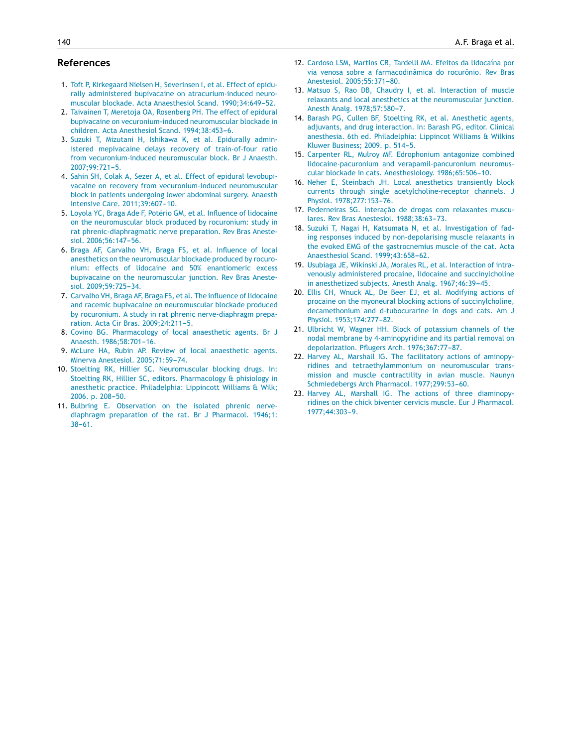## References

1. Toft P, Kirkegaard Nielsen H, Severinsen I, et al. Effect of epidurally administered bupivacaine on atracurium-induced neuromuscular blockade. Acta Anaesthesiol Scand. 1990;34:649–52.
2. Taivainen T, Meretoja OA, Rosenberg PH. The effect of epidural bupivacaine on vecuronium-induced neuromuscular blockade in children. Acta Anesthesiol Scand. 1994;38:453–6.
3. Suzuki T, Mizutani H, Ishikawa K, et al. Epidurally administered mepivacaine delays recovery of train-of-four ratio from vecuronium-induced neuromuscular block. Br J Anaesth. 2007;99:721–5.
4. Sahin SH, Colak A, Sezer A, et al. Effect of epidural levobupivacaine on recovery from vecuronium-induced neuromuscular block in patients undergoing lower abdominal surgery. Anaesth Intensive Care. 2011;39:607–10.
5. Loyola YC, Braga Ade F, Potério GM, et al. Influence of lidocaine on the neuromuscular block produced by rocuronium: study in rat phrenic-diaphragmatic nerve preparation. Rev Bras Anestesiol. 2006;56:147–56.
6. Braga AF, Carvalho VH, Braga FS, et al. Influence of local anesthetics on the neuromuscular blockade produced by rocuronium: effects of lidocaine and 50% enantiomeric excess bupivacaine on the neuromuscular junction. Rev Bras Anestesiol. 2009;59:725–34.
7. Carvalho VH, Braga AF, Braga FS, et al. The influence of lidocaine and racemic bupivacaine on neuromuscular blockade produced by rocuronium. A study in rat phrenic nerve-diaphragm preparation. Acta Cir Bras. 2009;24:211–5.
8. Covino BG. Pharmacology of local anaesthetic agents. Br J Anaesth. 1986;58:701–16.
9. McLure HA, Rubin AP. Review of local anaesthetic agents. Minerva Anestesiol. 2005;71:59–74.
10. Stoelting RK, Hillier SC. Neuromuscular blocking drugs. In: Stoelting RK, Hillier SC, editors. Pharmacology & phisiology in anesthetic practice. Philadelphia: Lippincott Williams & Wilk; 2006. p. 208–50.
11. Bulbring E. Observation on the isolated phrenic nerve-diaphragm preparation of the rat. Br J Pharmacol. 1946;1:38–61.
12. Cardoso LSM, Martins CR, Tardelli MA. Efeitos da lidocaína por via venosa sobre a farmacodinâmica do rocurônio. Rev Bras Anestesiol. 2005;55:371–80.
13. Matsuo S, Rao DB, Chaudry I, et al. Interaction of muscle relaxants and local anesthetics at the neuromuscular junction. Anesth Analg. 1978;57:580–7.
14. Barash PG, Cullen BF, Stoelting RK, et al. Anesthetic agents, adjuvants, and drug interaction. In: Barash PG, editor. Clinical anesthesia. 6th ed. Philadelphia: Lippincot Williams & Wilkins Kluwer Business; 2009. p. 514–5.
15. Carpenter RL, Mulroy MF. Edrophonium antagonize combined lidocaine-pacuronium and verapamil-pancuronium neuromuscular blockade in cats. Anesthesiology. 1986;65:506–10.
16. Neher E, Steinbach JH. Local anesthetics transiently block currents through single acetylcholine-receptor channels. J Physiol. 1978;277:153–76.
17. Pederneiras SG. Interação de drogas com relaxantes musculares. Rev Bras Anestesiol. 1988;38:63–73.
18. Suzuki T, Nagai H, Katsumata N, et al. Investigation of fading responses induced by non-depolarising muscle relaxants in the evoked EMG of the gastrocnemius muscle of the cat. Acta Anaesthesiol Scand. 1999;43:658–62.
19. Usubiaga JE, Wikinski JA, Morales RL, et al. Interaction of intravenously administered procaine, lidocaine and succinylcholine in anesthetized subjects. Anesth Analg. 1967;46:39–45.
20. Ellis CH, Wnuck AL, De Beer EJ, et al. Modifying actions of procaine on the myoneural blocking actions of succinylcholine, decamethonium and d-tubocurarine in dogs and cats. Am J Physiol. 1953;174:277–82.
21. Ulbricht W, Wagner HH. Block of potassium channels of the nodal membrane by 4-aminopyridine and its partial removal on depolarization. Pflugers Arch. 1976;367:77–87.
22. Harvey AL, Marshall IG. The facilitatory actions of aminopyridines and tetraethylammonium on neuromuscular transmission and muscle contractility in avian muscle. Naunyn Schmiedebergs Arch Pharmacol. 1977;299:53–60.
23. Harvey AL, Marshall IG. The actions of three diaminopyridines on the chick biventer cervicis muscle. Eur J Pharmacol. 1977;44:303–9.